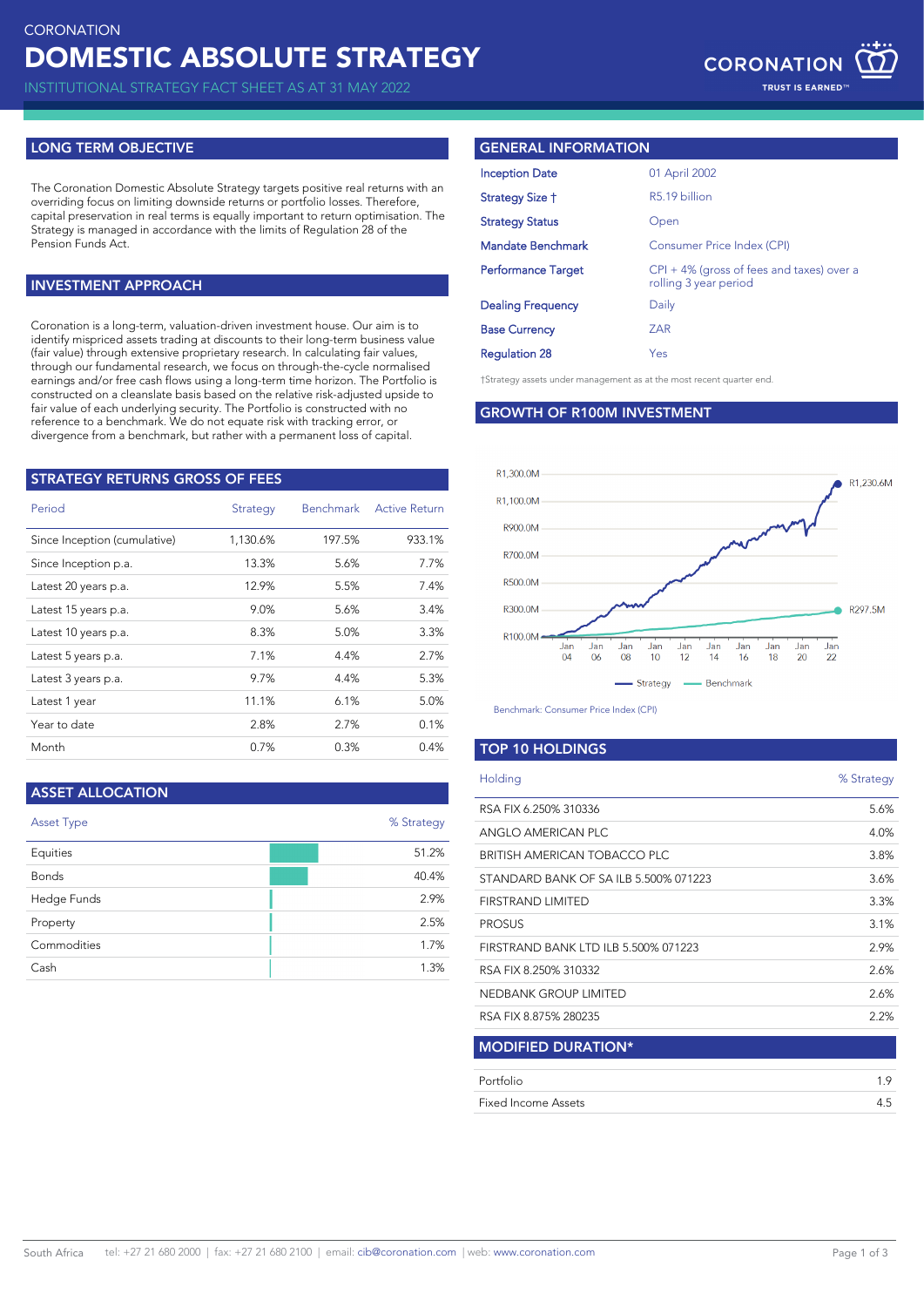CORONATION

# DOMESTIC ABSOLUTE STRATEGY

INSTITUTIONAL STRATEGY FACT SHEET AS AT 31 MAY 2022

CORONATION TRUST IS EARNED™

## LONG TERM OBJECTIVE

The Coronation Domestic Absolute Strategy targets positive real returns with an overriding focus on limiting downside returns or portfolio losses. Therefore, capital preservation in real terms is equally important to return optimisation. The Strategy is managed in accordance with the limits of Regulation 28 of the Pension Funds Act.

## INVESTMENT APPROACH

Coronation is a long-term, valuation-driven investment house. Our aim is to identify mispriced assets trading at discounts to their long-term business value (fair value) through extensive proprietary research. In calculating fair values, through our fundamental research, we focus on through-the-cycle normalised earnings and/or free cash flows using a long-term time horizon. The Portfolio is constructed on a cleanslate basis based on the relative risk-adjusted upside to fair value of each underlying security. The Portfolio is constructed with no reference to a benchmark. We do not equate risk with tracking error, or divergence from a benchmark, but rather with a permanent loss of capital.

## STRATEGY RETURNS GROSS OF FEES

| Period | Strategy | Benchmark | Active Return |
|---|---|---|---|
| Since Inception (cumulative) | 1,130.6% | 197.5% | 933.1% |
| Since Inception p.a. | 13.3% | 5.6% | 7.7% |
| Latest 20 years p.a. | 12.9% | 5.5% | 7.4% |
| Latest 15 years p.a. | 9.0% | 5.6% | 3.4% |
| Latest 10 years p.a. | 8.3% | 5.0% | 3.3% |
| Latest 5 years p.a. | 7.1% | 4.4% | 2.7% |
| Latest 3 years p.a. | 9.7% | 4.4% | 5.3% |
| Latest 1 year | 11.1% | 6.1% | 5.0% |
| Year to date | 2.8% | 2.7% | 0.1% |
| Month | 0.7% | 0.3% | 0.4% |

## ASSET ALLOCATION

| Asset Type | % Strategy |
|---|---|
| Equities | 51.2% |
| Bonds | 40.4% |
| Hedge Funds | 2.9% |
| Property | 2.5% |
| Commodities | 1.7% |
| Cash | 1.3% |

## GENERAL INFORMATION

| | |
|---|---|
| Inception Date | 01 April 2002 |
| Strategy Size † | R5.19 billion |
| Strategy Status | Open |
| Mandate Benchmark | Consumer Price Index (CPI) |
| Performance Target | CPI + 4% (gross of fees and taxes) over a rolling 3 year period |
| Dealing Frequency | Daily |
| Base Currency | ZAR |
| Regulation 28 | Yes |

†Strategy assets under management as at the most recent quarter end.

## GROWTH OF R100M INVESTMENT

Strategy: R1,230.6M; Benchmark: R297.5M

Benchmark: Consumer Price Index (CPI)

## TOP 10 HOLDINGS

| Holding | % Strategy |
|---|---|
| RSA FIX 6.250% 310336 | 5.6% |
| ANGLO AMERICAN PLC | 4.0% |
| BRITISH AMERICAN TOBACCO PLC | 3.8% |
| STANDARD BANK OF SA ILB 5.500% 071223 | 3.6% |
| FIRSTRAND LIMITED | 3.3% |
| PROSUS | 3.1% |
| FIRSTRAND BANK LTD ILB 5.500% 071223 | 2.9% |
| RSA FIX 8.250% 310332 | 2.6% |
| NEDBANK GROUP LIMITED | 2.6% |
| RSA FIX 8.875% 280235 | 2.2% |

## MODIFIED DURATION*

| | |
|---|---|
| Portfolio | 1.9 |
| Fixed Income Assets | 4.5 |

South Africa tel: +27 21 680 2000 | fax: +27 21 680 2100 | email: cib@coronation.com | web: www.coronation.com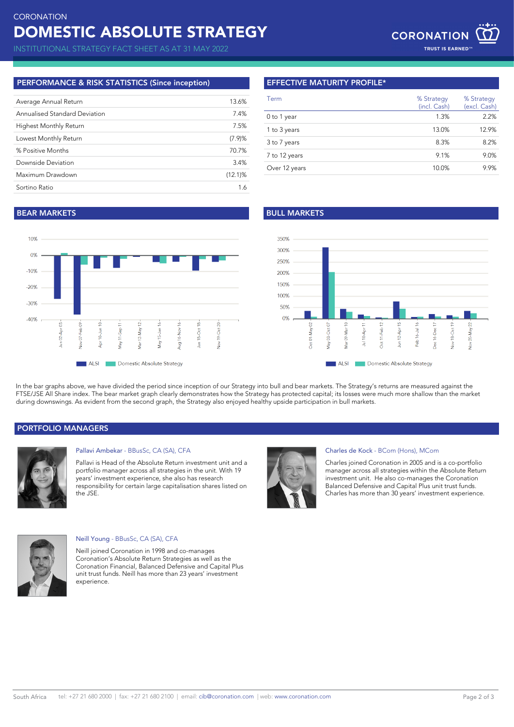# PERFORMANCE & RISK STATISTICS (Since inception)

| | |
|---|---|
| Average Annual Return | 13.6% |
| Annualised Standard Deviation | 7.4% |
| Highest Monthly Return | 7.5% |
| Lowest Monthly Return | (7.9)% |
| % Positive Months | 70.7% |
| Downside Deviation | 3.4% |
| Maximum Drawdown | (12.1)% |
| Sortino Ratio | 1.6 |

# EFFECTIVE MATURITY PROFILE*

| Term | % Strategy (incl. Cash) | % Strategy (excl. Cash) |
|---|---|---|
| 0 to 1 year | 1.3% | 2.2% |
| 1 to 3 years | 13.0% | 12.9% |
| 3 to 7 years | 8.3% | 8.2% |
| 7 to 12 years | 9.1% | 9.0% |
| Over 12 years | 10.0% | 9.9% |

# BEAR MARKETS

ALSI | Domestic Absolute Strategy

Jun 02-Apr 03, Nov 07-Feb 09, Apr 10-Jun 10, May 11-Sep 11, Mar 12-May 12, May 15-Jan 16, Aug 16-Nov 16, Jan 18-Oct 18, Nov 19-Oct 20

# BULL MARKETS

ALSI | Domestic Absolute Strategy

Oct 01-May 02, May 03-Oct 07, Mar 09-Mar 10, Jul 10-Apr 11, Oct 11-Feb 12, Jun 12-Apr 15, Feb 16-Jul 16, Dec 16-Dec 17, Nov 18-Oct 19, Nov 20-May 22

In the bar graphs above, we have divided the period since inception of our Strategy into bull and bear markets. The Strategy's returns are measured against the FTSE/JSE All Share index. The bear market graph clearly demonstrates how the Strategy has protected capital; its losses were much more shallow than the market during downswings. As evident from the second graph, the Strategy also enjoyed healthy upside participation in bull markets.

# PORTFOLIO MANAGERS

**Pallavi Ambekar** - BBusSc, CA (SA), CFA

Pallavi is Head of the Absolute Return investment unit and a portfolio manager across all strategies in the unit. With 19 years' investment experience, she also has research responsibility for certain large capitalisation shares listed on the JSE.

**Charles de Kock** - BCom (Hons), MCom

Charles joined Coronation in 2005 and is a co-portfolio manager across all strategies within the Absolute Return investment unit. He also co-manages the Coronation Balanced Defensive and Capital Plus unit trust funds. Charles has more than 30 years' investment experience.

**Neill Young** - BBusSc, CA (SA), CFA

Neill joined Coronation in 1998 and co-manages Coronation's Absolute Return Strategies as well as the Coronation Financial, Balanced Defensive and Capital Plus unit trust funds. Neill has more than 23 years' investment experience.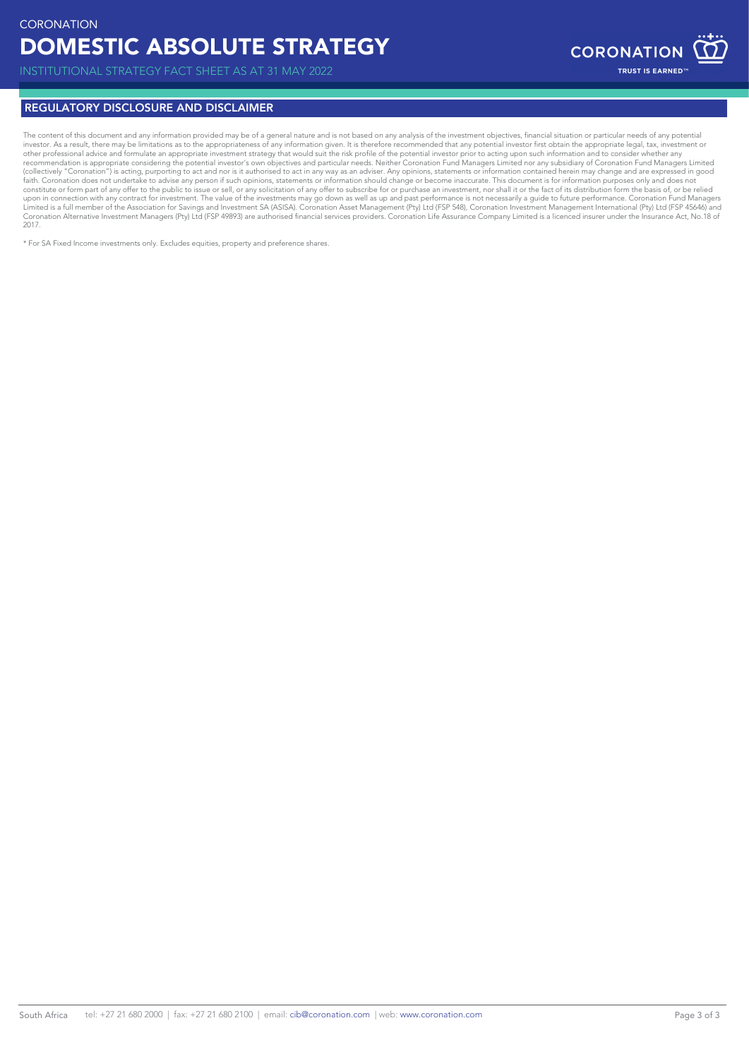## REGULATORY DISCLOSURE AND DISCLAIMER

The content of this document and any information provided may be of a general nature and is not based on any analysis of the investment objectives, financial situation or particular needs of any potential investor. As a result, there may be limitations as to the appropriateness of any information given. It is therefore recommended that any potential investor first obtain the appropriate legal, tax, investment or other professional advice and formulate an appropriate investment strategy that would suit the risk profile of the potential investor prior to acting upon such information and to consider whether any recommendation is appropriate considering the potential investor's own objectives and particular needs. Neither Coronation Fund Managers Limited nor any subsidiary of Coronation Fund Managers Limited (collectively "Coronation") is acting, purporting to act and nor is it authorised to act in any way as an adviser. Any opinions, statements or information contained herein may change and are expressed in good faith. Coronation does not undertake to advise any person if such opinions, statements or information should change or become inaccurate. This document is for information purposes only and does not constitute or form part of any offer to the public to issue or sell, or any solicitation of any offer to subscribe for or purchase an investment, nor shall it or the fact of its distribution form the basis of, or be relied upon in connection with any contract for investment. The value of the investments may go down as well as up and past performance is not necessarily a guide to future performance. Coronation Fund Managers Limited is a full member of the Association for Savings and Investment SA (ASISA). Coronation Asset Management (Pty) Ltd (FSP 548), Coronation Investment Management International (Pty) Ltd (FSP 45646) and Coronation Alternative Investment Managers (Pty) Ltd (FSP 49893) are authorised financial services providers. Coronation Life Assurance Company Limited is a licenced insurer under the Insurance Act, No.18 of 2017.

* For SA Fixed Income investments only. Excludes equities, property and preference shares.